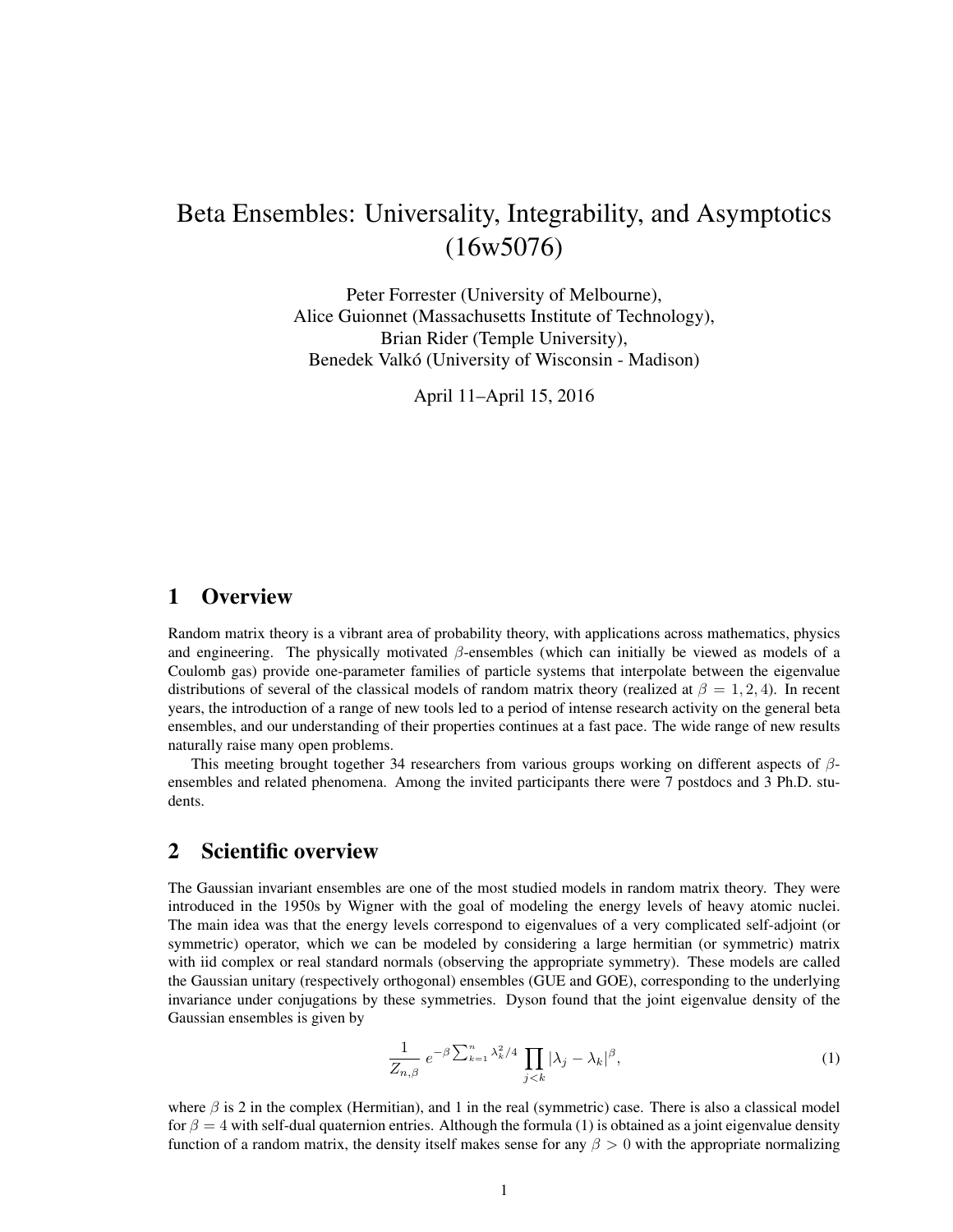# Beta Ensembles: Universality, Integrability, and Asymptotics (16w5076)

Peter Forrester (University of Melbourne),
Alice Guionnet (Massachusetts Institute of Technology),
Brian Rider (Temple University),
Benedek Valkó (University of Wisconsin - Madison)

April 11–April 15, 2016

## 1 Overview

Random matrix theory is a vibrant area of probability theory, with applications across mathematics, physics and engineering. The physically motivated $\beta$-ensembles (which can initially be viewed as models of a Coulomb gas) provide one-parameter families of particle systems that interpolate between the eigenvalue distributions of several of the classical models of random matrix theory (realized at $\beta = 1, 2, 4$). In recent years, the introduction of a range of new tools led to a period of intense research activity on the general beta ensembles, and our understanding of their properties continues at a fast pace. The wide range of new results naturally raise many open problems.

This meeting brought together 34 researchers from various groups working on different aspects of $\beta$-ensembles and related phenomena. Among the invited participants there were 7 postdocs and 3 Ph.D. students.

## 2 Scientific overview

The Gaussian invariant ensembles are one of the most studied models in random matrix theory. They were introduced in the 1950s by Wigner with the goal of modeling the energy levels of heavy atomic nuclei. The main idea was that the energy levels correspond to eigenvalues of a very complicated self-adjoint (or symmetric) operator, which we can be modeled by considering a large hermitian (or symmetric) matrix with iid complex or real standard normals (observing the appropriate symmetry). These models are called the Gaussian unitary (respectively orthogonal) ensembles (GUE and GOE), corresponding to the underlying invariance under conjugations by these symmetries. Dyson found that the joint eigenvalue density of the Gaussian ensembles is given by

$$\frac{1}{Z_{n,\beta}}\, e^{-\beta \sum_{k=1}^{n} \lambda_k^2/4} \prod_{j<k} |\lambda_j - \lambda_k|^{\beta}, \tag{1}$$

where $\beta$ is 2 in the complex (Hermitian), and 1 in the real (symmetric) case. There is also a classical model for $\beta = 4$ with self-dual quaternion entries. Although the formula (1) is obtained as a joint eigenvalue density function of a random matrix, the density itself makes sense for any $\beta > 0$ with the appropriate normalizing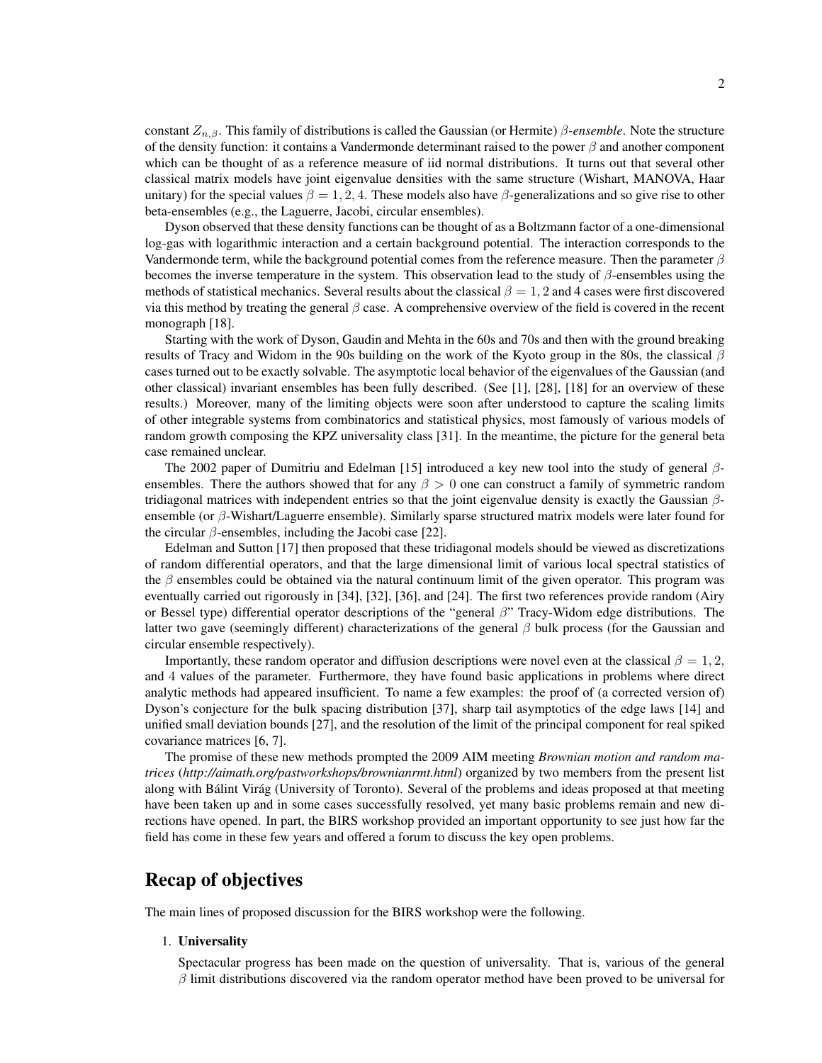constant $Z_{n,\beta}$. This family of distributions is called the Gaussian (or Hermite) $\beta$*-ensemble*. Note the structure of the density function: it contains a Vandermonde determinant raised to the power $\beta$ and another component which can be thought of as a reference measure of iid normal distributions. It turns out that several other classical matrix models have joint eigenvalue densities with the same structure (Wishart, MANOVA, Haar unitary) for the special values $\beta = 1, 2, 4$. These models also have $\beta$-generalizations and so give rise to other beta-ensembles (e.g., the Laguerre, Jacobi, circular ensembles).

Dyson observed that these density functions can be thought of as a Boltzmann factor of a one-dimensional log-gas with logarithmic interaction and a certain background potential. The interaction corresponds to the Vandermonde term, while the background potential comes from the reference measure. Then the parameter $\beta$ becomes the inverse temperature in the system. This observation lead to the study of $\beta$-ensembles using the methods of statistical mechanics. Several results about the classical $\beta = 1, 2$ and 4 cases were first discovered via this method by treating the general $\beta$ case. A comprehensive overview of the field is covered in the recent monograph [18].

Starting with the work of Dyson, Gaudin and Mehta in the 60s and 70s and then with the ground breaking results of Tracy and Widom in the 90s building on the work of the Kyoto group in the 80s, the classical $\beta$ cases turned out to be exactly solvable. The asymptotic local behavior of the eigenvalues of the Gaussian (and other classical) invariant ensembles has been fully described. (See [1], [28], [18] for an overview of these results.) Moreover, many of the limiting objects were soon after understood to capture the scaling limits of other integrable systems from combinatorics and statistical physics, most famously of various models of random growth composing the KPZ universality class [31]. In the meantime, the picture for the general beta case remained unclear.

The 2002 paper of Dumitriu and Edelman [15] introduced a key new tool into the study of general $\beta$-ensembles. There the authors showed that for any $\beta > 0$ one can construct a family of symmetric random tridiagonal matrices with independent entries so that the joint eigenvalue density is exactly the Gaussian $\beta$-ensemble (or $\beta$-Wishart/Laguerre ensemble). Similarly sparse structured matrix models were later found for the circular $\beta$-ensembles, including the Jacobi case [22].

Edelman and Sutton [17] then proposed that these tridiagonal models should be viewed as discretizations of random differential operators, and that the large dimensional limit of various local spectral statistics of the $\beta$ ensembles could be obtained via the natural continuum limit of the given operator. This program was eventually carried out rigorously in [34], [32], [36], and [24]. The first two references provide random (Airy or Bessel type) differential operator descriptions of the "general $\beta$" Tracy-Widom edge distributions. The latter two gave (seemingly different) characterizations of the general $\beta$ bulk process (for the Gaussian and circular ensemble respectively).

Importantly, these random operator and diffusion descriptions were novel even at the classical $\beta = 1, 2$, and 4 values of the parameter. Furthermore, they have found basic applications in problems where direct analytic methods had appeared insufficient. To name a few examples: the proof of (a corrected version of) Dyson's conjecture for the bulk spacing distribution [37], sharp tail asymptotics of the edge laws [14] and unified small deviation bounds [27], and the resolution of the limit of the principal component for real spiked covariance matrices [6, 7].

The promise of these new methods prompted the 2009 AIM meeting *Brownian motion and random matrices* (*http://aimath.org/pastworkshops/brownianrmt.html*) organized by two members from the present list along with Bálint Virág (University of Toronto). Several of the problems and ideas proposed at that meeting have been taken up and in some cases successfully resolved, yet many basic problems remain and new directions have opened. In part, the BIRS workshop provided an important opportunity to see just how far the field has come in these few years and offered a forum to discuss the key open problems.

## Recap of objectives

The main lines of proposed discussion for the BIRS workshop were the following.

1. **Universality**

   Spectacular progress has been made on the question of universality. That is, various of the general $\beta$ limit distributions discovered via the random operator method have been proved to be universal for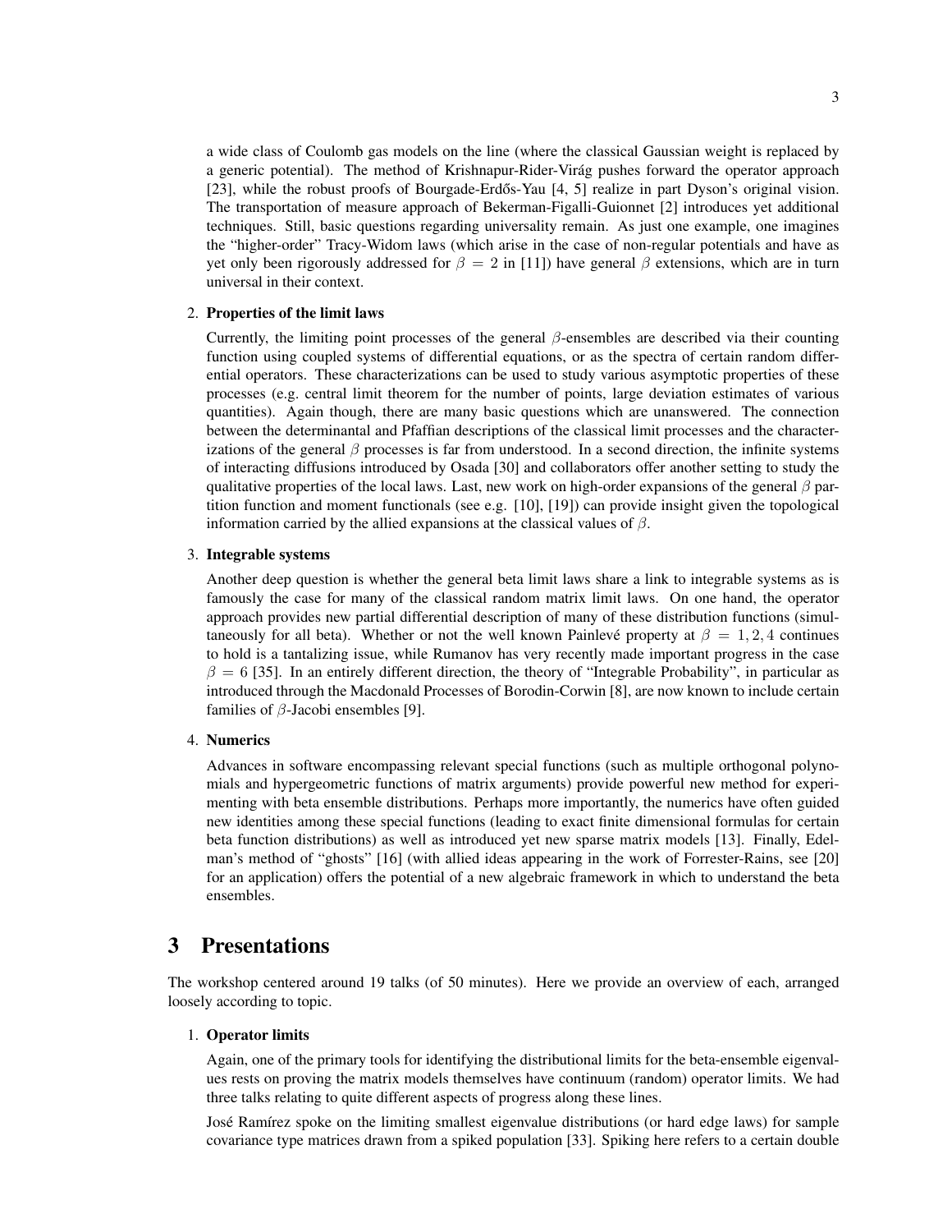a wide class of Coulomb gas models on the line (where the classical Gaussian weight is replaced by a generic potential). The method of Krishnapur-Rider-Virág pushes forward the operator approach [23], while the robust proofs of Bourgade-Erdős-Yau [4, 5] realize in part Dyson's original vision. The transportation of measure approach of Bekerman-Figalli-Guionnet [2] introduces yet additional techniques. Still, basic questions regarding universality remain. As just one example, one imagines the "higher-order" Tracy-Widom laws (which arise in the case of non-regular potentials and have as yet only been rigorously addressed for $\beta = 2$ in [11]) have general $\beta$ extensions, which are in turn universal in their context.

2. **Properties of the limit laws**

   Currently, the limiting point processes of the general $\beta$-ensembles are described via their counting function using coupled systems of differential equations, or as the spectra of certain random differential operators. These characterizations can be used to study various asymptotic properties of these processes (e.g. central limit theorem for the number of points, large deviation estimates of various quantities). Again though, there are many basic questions which are unanswered. The connection between the determinantal and Pfaffian descriptions of the classical limit processes and the characterizations of the general $\beta$ processes is far from understood. In a second direction, the infinite systems of interacting diffusions introduced by Osada [30] and collaborators offer another setting to study the qualitative properties of the local laws. Last, new work on high-order expansions of the general $\beta$ partition function and moment functionals (see e.g. [10], [19]) can provide insight given the topological information carried by the allied expansions at the classical values of $\beta$.

3. **Integrable systems**

   Another deep question is whether the general beta limit laws share a link to integrable systems as is famously the case for many of the classical random matrix limit laws. On one hand, the operator approach provides new partial differential description of many of these distribution functions (simultaneously for all beta). Whether or not the well known Painlevé property at $\beta = 1, 2, 4$ continues to hold is a tantalizing issue, while Rumanov has very recently made important progress in the case $\beta = 6$ [35]. In an entirely different direction, the theory of "Integrable Probability", in particular as introduced through the Macdonald Processes of Borodin-Corwin [8], are now known to include certain families of $\beta$-Jacobi ensembles [9].

4. **Numerics**

   Advances in software encompassing relevant special functions (such as multiple orthogonal polynomials and hypergeometric functions of matrix arguments) provide powerful new method for experimenting with beta ensemble distributions. Perhaps more importantly, the numerics have often guided new identities among these special functions (leading to exact finite dimensional formulas for certain beta function distributions) as well as introduced yet new sparse matrix models [13]. Finally, Edelman's method of "ghosts" [16] (with allied ideas appearing in the work of Forrester-Rains, see [20] for an application) offers the potential of a new algebraic framework in which to understand the beta ensembles.

# 3 Presentations

The workshop centered around 19 talks (of 50 minutes). Here we provide an overview of each, arranged loosely according to topic.

1. **Operator limits**

   Again, one of the primary tools for identifying the distributional limits for the beta-ensemble eigenvalues rests on proving the matrix models themselves have continuum (random) operator limits. We had three talks relating to quite different aspects of progress along these lines.

   José Ramírez spoke on the limiting smallest eigenvalue distributions (or hard edge laws) for sample covariance type matrices drawn from a spiked population [33]. Spiking here refers to a certain double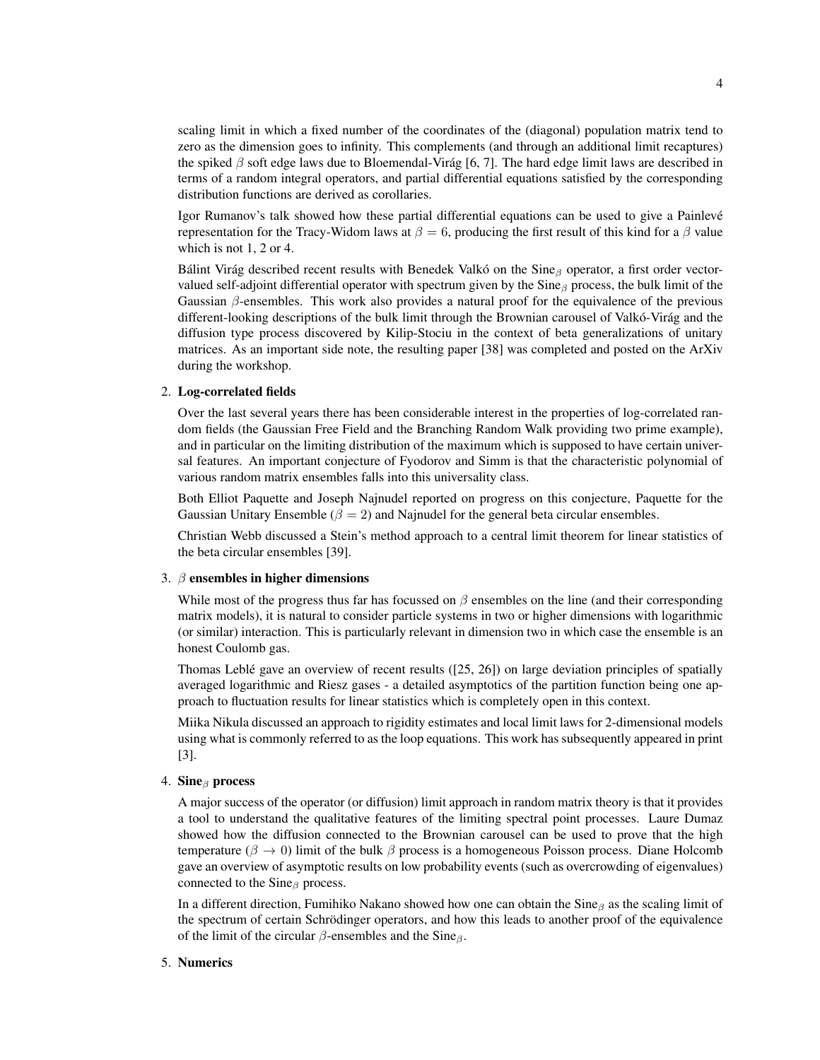scaling limit in which a fixed number of the coordinates of the (diagonal) population matrix tend to zero as the dimension goes to infinity. This complements (and through an additional limit recaptures) the spiked $\beta$ soft edge laws due to Bloemendal-Virág [6, 7]. The hard edge limit laws are described in terms of a random integral operators, and partial differential equations satisfied by the corresponding distribution functions are derived as corollaries.

Igor Rumanov's talk showed how these partial differential equations can be used to give a Painlevé representation for the Tracy-Widom laws at $\beta = 6$, producing the first result of this kind for a $\beta$ value which is not 1, 2 or 4.

Bálint Virág described recent results with Benedek Valkó on the $\text{Sine}_\beta$ operator, a first order vector-valued self-adjoint differential operator with spectrum given by the $\text{Sine}_\beta$ process, the bulk limit of the Gaussian $\beta$-ensembles. This work also provides a natural proof for the equivalence of the previous different-looking descriptions of the bulk limit through the Brownian carousel of Valkó-Virág and the diffusion type process discovered by Kilip-Stociu in the context of beta generalizations of unitary matrices. As an important side note, the resulting paper [38] was completed and posted on the ArXiv during the workshop.

2. **Log-correlated fields**

   Over the last several years there has been considerable interest in the properties of log-correlated random fields (the Gaussian Free Field and the Branching Random Walk providing two prime example), and in particular on the limiting distribution of the maximum which is supposed to have certain universal features. An important conjecture of Fyodorov and Simm is that the characteristic polynomial of various random matrix ensembles falls into this universality class.

   Both Elliot Paquette and Joseph Najnudel reported on progress on this conjecture, Paquette for the Gaussian Unitary Ensemble ($\beta = 2$) and Najnudel for the general beta circular ensembles.

   Christian Webb discussed a Stein's method approach to a central limit theorem for linear statistics of the beta circular ensembles [39].

3. **$\beta$ ensembles in higher dimensions**

   While most of the progress thus far has focussed on $\beta$ ensembles on the line (and their corresponding matrix models), it is natural to consider particle systems in two or higher dimensions with logarithmic (or similar) interaction. This is particularly relevant in dimension two in which case the ensemble is an honest Coulomb gas.

   Thomas Leblé gave an overview of recent results ([25, 26]) on large deviation principles of spatially averaged logarithmic and Riesz gases - a detailed asymptotics of the partition function being one approach to fluctuation results for linear statistics which is completely open in this context.

   Miika Nikula discussed an approach to rigidity estimates and local limit laws for 2-dimensional models using what is commonly referred to as the loop equations. This work has subsequently appeared in print [3].

4. **$\text{Sine}_\beta$ process**

   A major success of the operator (or diffusion) limit approach in random matrix theory is that it provides a tool to understand the qualitative features of the limiting spectral point processes. Laure Dumaz showed how the diffusion connected to the Brownian carousel can be used to prove that the high temperature ($\beta \to 0$) limit of the bulk $\beta$ process is a homogeneous Poisson process. Diane Holcomb gave an overview of asymptotic results on low probability events (such as overcrowding of eigenvalues) connected to the $\text{Sine}_\beta$ process.

   In a different direction, Fumihiko Nakano showed how one can obtain the $\text{Sine}_\beta$ as the scaling limit of the spectrum of certain Schrödinger operators, and how this leads to another proof of the equivalence of the limit of the circular $\beta$-ensembles and the $\text{Sine}_\beta$.

5. **Numerics**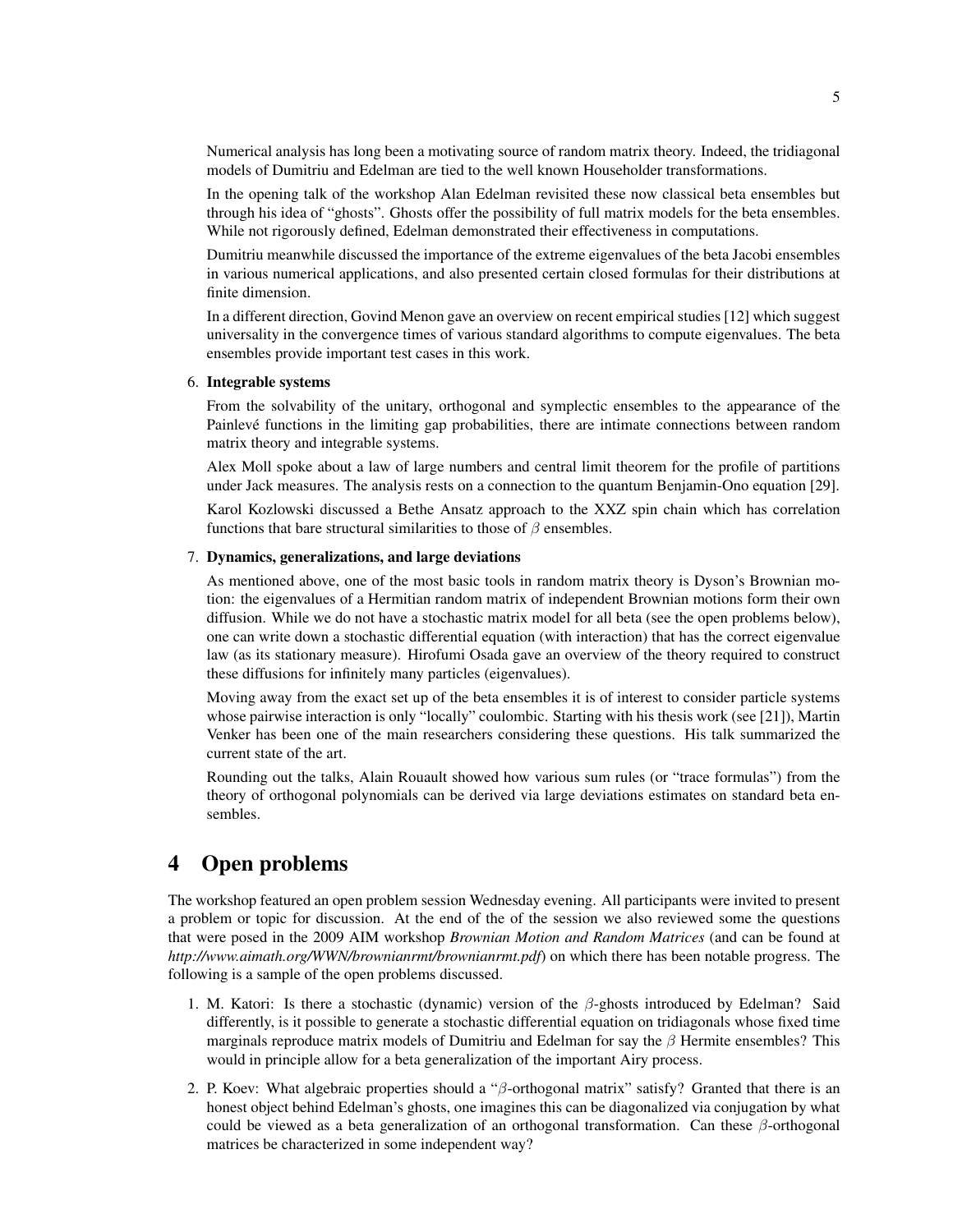Numerical analysis has long been a motivating source of random matrix theory. Indeed, the tridiagonal models of Dumitriu and Edelman are tied to the well known Householder transformations.

In the opening talk of the workshop Alan Edelman revisited these now classical beta ensembles but through his idea of "ghosts". Ghosts offer the possibility of full matrix models for the beta ensembles. While not rigorously defined, Edelman demonstrated their effectiveness in computations.

Dumitriu meanwhile discussed the importance of the extreme eigenvalues of the beta Jacobi ensembles in various numerical applications, and also presented certain closed formulas for their distributions at finite dimension.

In a different direction, Govind Menon gave an overview on recent empirical studies [12] which suggest universality in the convergence times of various standard algorithms to compute eigenvalues. The beta ensembles provide important test cases in this work.

6. **Integrable systems**

   From the solvability of the unitary, orthogonal and symplectic ensembles to the appearance of the Painlevé functions in the limiting gap probabilities, there are intimate connections between random matrix theory and integrable systems.

   Alex Moll spoke about a law of large numbers and central limit theorem for the profile of partitions under Jack measures. The analysis rests on a connection to the quantum Benjamin-Ono equation [29].

   Karol Kozlowski discussed a Bethe Ansatz approach to the XXZ spin chain which has correlation functions that bare structural similarities to those of $\beta$ ensembles.

7. **Dynamics, generalizations, and large deviations**

   As mentioned above, one of the most basic tools in random matrix theory is Dyson's Brownian motion: the eigenvalues of a Hermitian random matrix of independent Brownian motions form their own diffusion. While we do not have a stochastic matrix model for all beta (see the open problems below), one can write down a stochastic differential equation (with interaction) that has the correct eigenvalue law (as its stationary measure). Hirofumi Osada gave an overview of the theory required to construct these diffusions for infinitely many particles (eigenvalues).

   Moving away from the exact set up of the beta ensembles it is of interest to consider particle systems whose pairwise interaction is only "locally" coulombic. Starting with his thesis work (see [21]), Martin Venker has been one of the main researchers considering these questions. His talk summarized the current state of the art.

   Rounding out the talks, Alain Rouault showed how various sum rules (or "trace formulas") from the theory of orthogonal polynomials can be derived via large deviations estimates on standard beta ensembles.

# 4 Open problems

The workshop featured an open problem session Wednesday evening. All participants were invited to present a problem or topic for discussion. At the end of the of the session we also reviewed some the questions that were posed in the 2009 AIM workshop *Brownian Motion and Random Matrices* (and can be found at *http://www.aimath.org/WWN/brownianrmt/brownianrmt.pdf*) on which there has been notable progress. The following is a sample of the open problems discussed.

1. M. Katori: Is there a stochastic (dynamic) version of the $\beta$-ghosts introduced by Edelman? Said differently, is it possible to generate a stochastic differential equation on tridiagonals whose fixed time marginals reproduce matrix models of Dumitriu and Edelman for say the $\beta$ Hermite ensembles? This would in principle allow for a beta generalization of the important Airy process.

2. P. Koev: What algebraic properties should a "$\beta$-orthogonal matrix" satisfy? Granted that there is an honest object behind Edelman's ghosts, one imagines this can be diagonalized via conjugation by what could be viewed as a beta generalization of an orthogonal transformation. Can these $\beta$-orthogonal matrices be characterized in some independent way?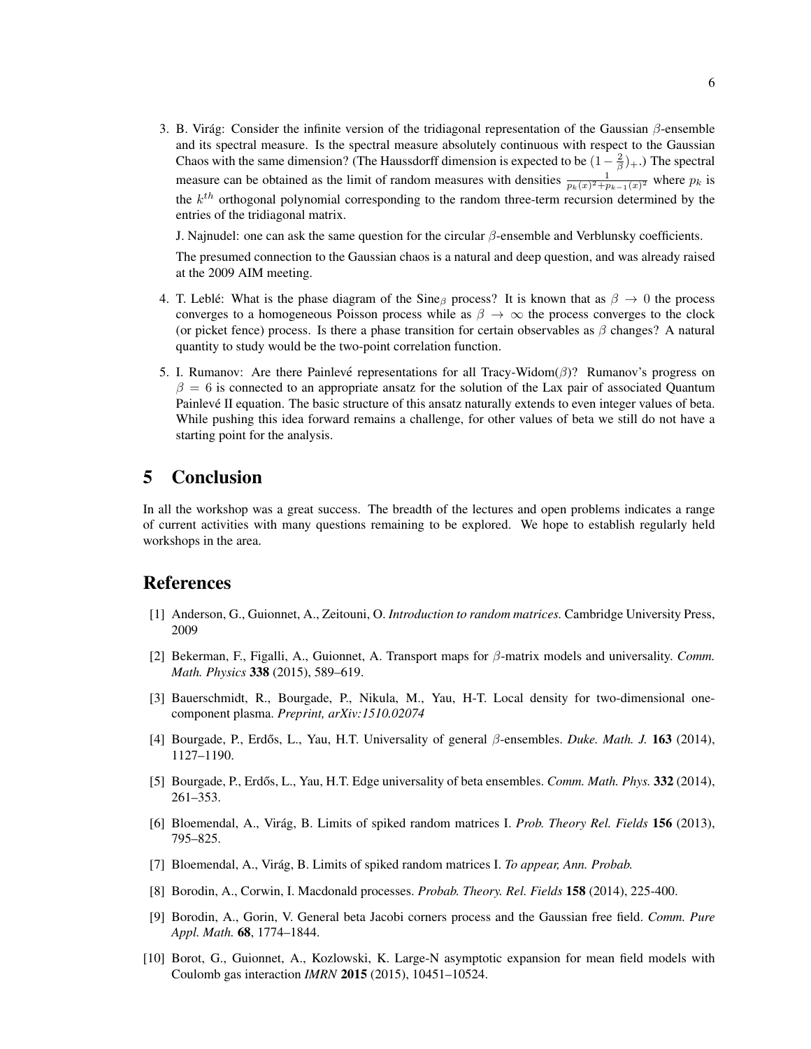3. B. Virág: Consider the infinite version of the tridiagonal representation of the Gaussian $\beta$-ensemble and its spectral measure. Is the spectral measure absolutely continuous with respect to the Gaussian Chaos with the same dimension? (The Haussdorff dimension is expected to be $(1-\frac{2}{\beta})_+$.) The spectral measure can be obtained as the limit of random measures with densities $\frac{1}{p_k(x)^2+p_{k-1}(x)^2}$ where $p_k$ is the $k^{th}$ orthogonal polynomial corresponding to the random three-term recursion determined by the entries of the tridiagonal matrix.

   J. Najnudel: one can ask the same question for the circular $\beta$-ensemble and Verblunsky coefficients.

   The presumed connection to the Gaussian chaos is a natural and deep question, and was already raised at the 2009 AIM meeting.

4. T. Leblé: What is the phase diagram of the Sine$_\beta$ process? It is known that as $\beta \to 0$ the process converges to a homogeneous Poisson process while as $\beta \to \infty$ the process converges to the clock (or picket fence) process. Is there a phase transition for certain observables as $\beta$ changes? A natural quantity to study would be the two-point correlation function.

5. I. Rumanov: Are there Painlevé representations for all Tracy-Widom($\beta$)? Rumanov's progress on $\beta = 6$ is connected to an appropriate ansatz for the solution of the Lax pair of associated Quantum Painlevé II equation. The basic structure of this ansatz naturally extends to even integer values of beta. While pushing this idea forward remains a challenge, for other values of beta we still do not have a starting point for the analysis.

# 5 Conclusion

In all the workshop was a great success. The breadth of the lectures and open problems indicates a range of current activities with many questions remaining to be explored. We hope to establish regularly held workshops in the area.

# References

[1] Anderson, G., Guionnet, A., Zeitouni, O. *Introduction to random matrices.* Cambridge University Press, 2009

[2] Bekerman, F., Figalli, A., Guionnet, A. Transport maps for $\beta$-matrix models and universality. *Comm. Math. Physics* **338** (2015), 589–619.

[3] Bauerschmidt, R., Bourgade, P., Nikula, M., Yau, H-T. Local density for two-dimensional one-component plasma. *Preprint, arXiv:1510.02074*

[4] Bourgade, P., Erdős, L., Yau, H.T. Universality of general $\beta$-ensembles. *Duke. Math. J.* **163** (2014), 1127–1190.

[5] Bourgade, P., Erdős, L., Yau, H.T. Edge universality of beta ensembles. *Comm. Math. Phys.* **332** (2014), 261–353.

[6] Bloemendal, A., Virág, B. Limits of spiked random matrices I. *Prob. Theory Rel. Fields* **156** (2013), 795–825.

[7] Bloemendal, A., Virág, B. Limits of spiked random matrices I. *To appear, Ann. Probab.*

[8] Borodin, A., Corwin, I. Macdonald processes. *Probab. Theory. Rel. Fields* **158** (2014), 225-400.

[9] Borodin, A., Gorin, V. General beta Jacobi corners process and the Gaussian free field. *Comm. Pure Appl. Math.* **68**, 1774–1844.

[10] Borot, G., Guionnet, A., Kozlowski, K. Large-N asymptotic expansion for mean field models with Coulomb gas interaction *IMRN* **2015** (2015), 10451–10524.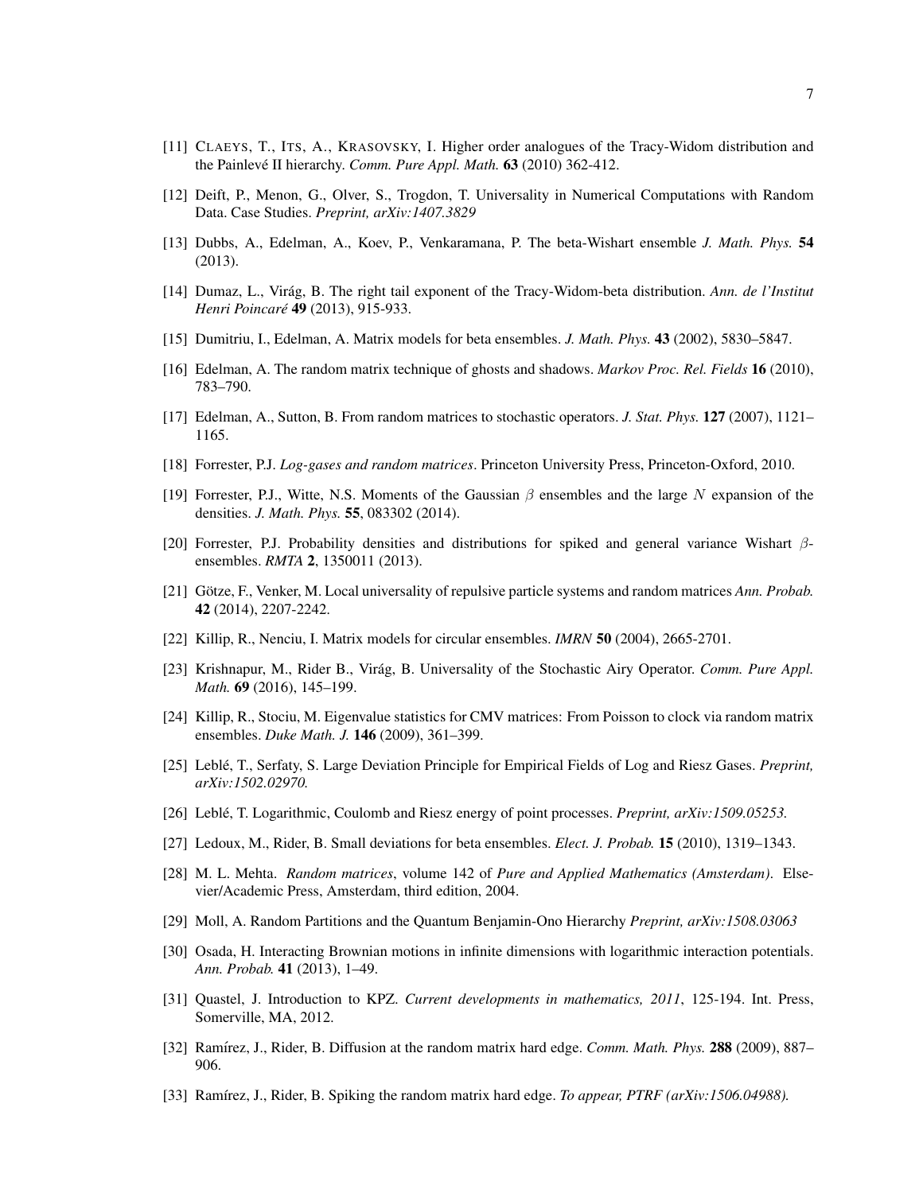[11] Claeys, T., Its, A., Krasovsky, I. Higher order analogues of the Tracy-Widom distribution and the Painlevé II hierarchy. *Comm. Pure Appl. Math.* **63** (2010) 362-412.

[12] Deift, P., Menon, G., Olver, S., Trogdon, T. Universality in Numerical Computations with Random Data. Case Studies. *Preprint, arXiv:1407.3829*

[13] Dubbs, A., Edelman, A., Koev, P., Venkaramana, P. The beta-Wishart ensemble *J. Math. Phys.* **54** (2013).

[14] Dumaz, L., Virág, B. The right tail exponent of the Tracy-Widom-beta distribution. *Ann. de l'Institut Henri Poincaré* **49** (2013), 915-933.

[15] Dumitriu, I., Edelman, A. Matrix models for beta ensembles. *J. Math. Phys.* **43** (2002), 5830–5847.

[16] Edelman, A. The random matrix technique of ghosts and shadows. *Markov Proc. Rel. Fields* **16** (2010), 783–790.

[17] Edelman, A., Sutton, B. From random matrices to stochastic operators. *J. Stat. Phys.* **127** (2007), 1121–1165.

[18] Forrester, P.J. *Log-gases and random matrices*. Princeton University Press, Princeton-Oxford, 2010.

[19] Forrester, P.J., Witte, N.S. Moments of the Gaussian $\beta$ ensembles and the large $N$ expansion of the densities. *J. Math. Phys.* **55**, 083302 (2014).

[20] Forrester, P.J. Probability densities and distributions for spiked and general variance Wishart $\beta$-ensembles. *RMTA* **2**, 1350011 (2013).

[21] Götze, F., Venker, M. Local universality of repulsive particle systems and random matrices *Ann. Probab.* **42** (2014), 2207-2242.

[22] Killip, R., Nenciu, I. Matrix models for circular ensembles. *IMRN* **50** (2004), 2665-2701.

[23] Krishnapur, M., Rider B., Virág, B. Universality of the Stochastic Airy Operator. *Comm. Pure Appl. Math.* **69** (2016), 145–199.

[24] Killip, R., Stociu, M. Eigenvalue statistics for CMV matrices: From Poisson to clock via random matrix ensembles. *Duke Math. J.* **146** (2009), 361–399.

[25] Leblé, T., Serfaty, S. Large Deviation Principle for Empirical Fields of Log and Riesz Gases. *Preprint, arXiv:1502.02970.*

[26] Leblé, T. Logarithmic, Coulomb and Riesz energy of point processes. *Preprint, arXiv:1509.05253.*

[27] Ledoux, M., Rider, B. Small deviations for beta ensembles. *Elect. J. Probab.* **15** (2010), 1319–1343.

[28] M. L. Mehta. *Random matrices*, volume 142 of *Pure and Applied Mathematics (Amsterdam)*. Elsevier/Academic Press, Amsterdam, third edition, 2004.

[29] Moll, A. Random Partitions and the Quantum Benjamin-Ono Hierarchy *Preprint, arXiv:1508.03063*

[30] Osada, H. Interacting Brownian motions in infinite dimensions with logarithmic interaction potentials. *Ann. Probab.* **41** (2013), 1–49.

[31] Quastel, J. Introduction to KPZ. *Current developments in mathematics, 2011*, 125-194. Int. Press, Somerville, MA, 2012.

[32] Ramírez, J., Rider, B. Diffusion at the random matrix hard edge. *Comm. Math. Phys.* **288** (2009), 887–906.

[33] Ramírez, J., Rider, B. Spiking the random matrix hard edge. *To appear, PTRF (arXiv:1506.04988).*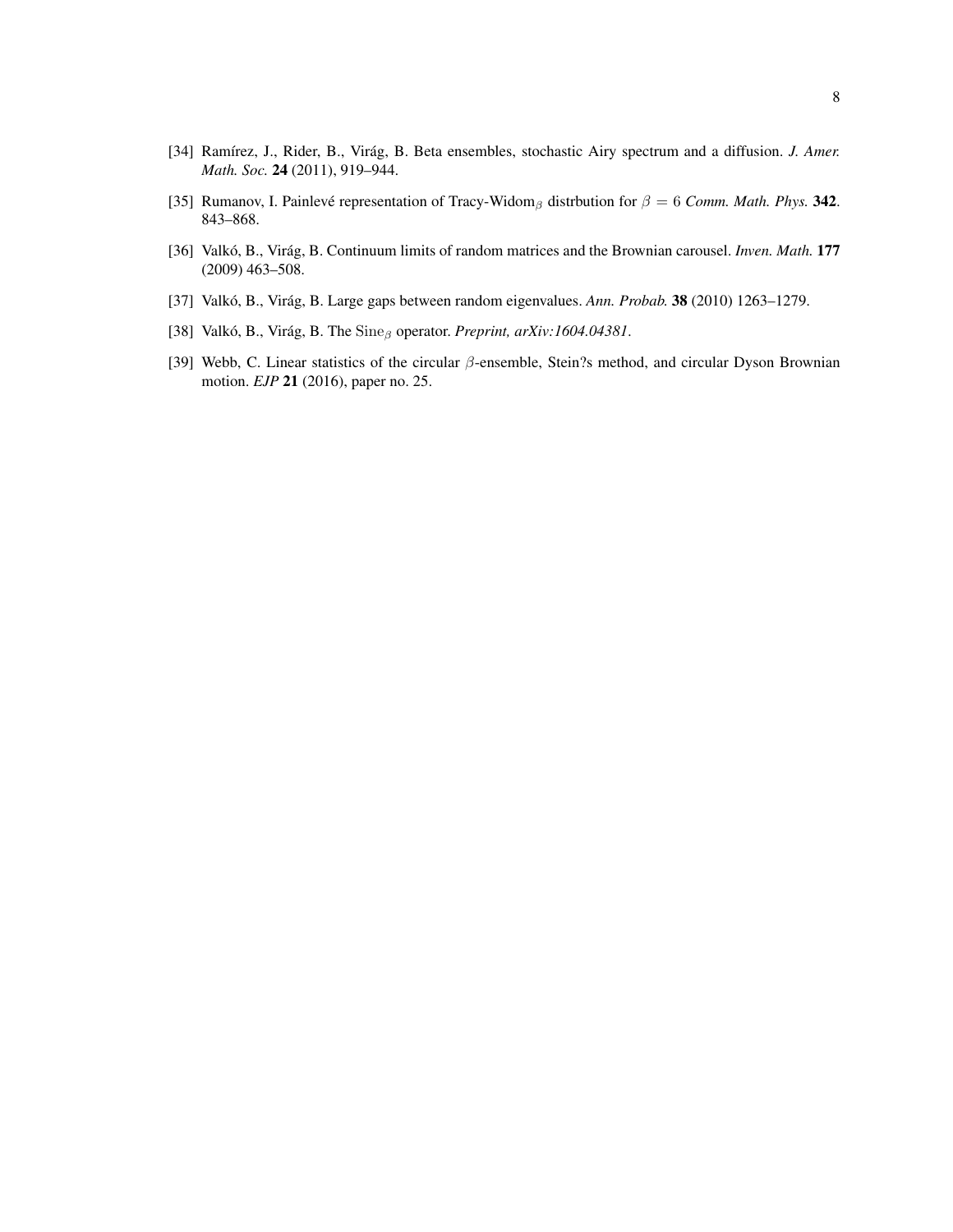[34] Ramírez, J., Rider, B., Virág, B. Beta ensembles, stochastic Airy spectrum and a diffusion. *J. Amer. Math. Soc.* **24** (2011), 919–944.

[35] Rumanov, I. Painlevé representation of Tracy-Widom$_\beta$ distrbution for $\beta = 6$ *Comm. Math. Phys.* **342**. 843–868.

[36] Valkó, B., Virág, B. Continuum limits of random matrices and the Brownian carousel. *Inven. Math.* **177** (2009) 463–508.

[37] Valkó, B., Virág, B. Large gaps between random eigenvalues. *Ann. Probab.* **38** (2010) 1263–1279.

[38] Valkó, B., Virág, B. The $\mathrm{Sine}_\beta$ operator. *Preprint, arXiv:1604.04381*.

[39] Webb, C. Linear statistics of the circular $\beta$-ensemble, Stein?s method, and circular Dyson Brownian motion. *EJP* **21** (2016), paper no. 25.